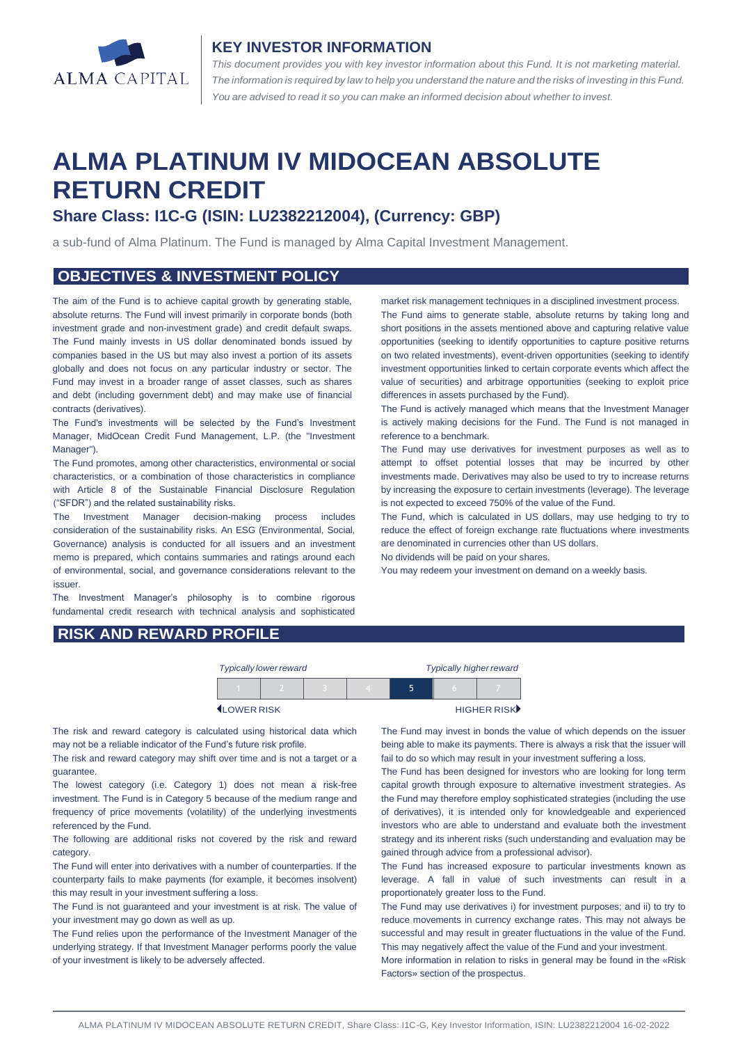## KEY INVESTOR INFORMATION

*This document provides you with key investor information about this Fund. It is not marketing material. The information is required by law to help you understand the nature and the risks of investing in this Fund. You are advised to read it so you can make an informed decision about whether to invest.*

# ALMA PLATINUM IV MIDOCEAN ABSOLUTE RETURN CREDIT

### Share Class: I1C-G (ISIN: LU2382212004), (Currency: GBP)

a sub-fund of Alma Platinum. The Fund is managed by Alma Capital Investment Management.

## OBJECTIVES & INVESTMENT POLICY

The aim of the Fund is to achieve capital growth by generating stable, absolute returns. The Fund will invest primarily in corporate bonds (both investment grade and non-investment grade) and credit default swaps. The Fund mainly invests in US dollar denominated bonds issued by companies based in the US but may also invest a portion of its assets globally and does not focus on any particular industry or sector. The Fund may invest in a broader range of asset classes, such as shares and debt (including government debt) and may make use of financial contracts (derivatives).

The Fund's investments will be selected by the Fund's Investment Manager, MidOcean Credit Fund Management, L.P. (the "Investment Manager").

The Fund promotes, among other characteristics, environmental or social characteristics, or a combination of those characteristics in compliance with Article 8 of the Sustainable Financial Disclosure Regulation ("SFDR") and the related sustainability risks.

The Investment Manager decision-making process includes consideration of the sustainability risks. An ESG (Environmental, Social, Governance) analysis is conducted for all issuers and an investment memo is prepared, which contains summaries and ratings around each of environmental, social, and governance considerations relevant to the issuer.

The Investment Manager's philosophy is to combine rigorous fundamental credit research with technical analysis and sophisticated market risk management techniques in a disciplined investment process.

The Fund aims to generate stable, absolute returns by taking long and short positions in the assets mentioned above and capturing relative value opportunities (seeking to identify opportunities to capture positive returns on two related investments), event-driven opportunities (seeking to identify investment opportunities linked to certain corporate events which affect the value of securities) and arbitrage opportunities (seeking to exploit price differences in assets purchased by the Fund).

The Fund is actively managed which means that the Investment Manager is actively making decisions for the Fund. The Fund is not managed in reference to a benchmark.

The Fund may use derivatives for investment purposes as well as to attempt to offset potential losses that may be incurred by other investments made. Derivatives may also be used to try to increase returns by increasing the exposure to certain investments (leverage). The leverage is not expected to exceed 750% of the value of the Fund.

The Fund, which is calculated in US dollars, may use hedging to try to reduce the effect of foreign exchange rate fluctuations where investments are denominated in currencies other than US dollars.

No dividends will be paid on your shares.

You may redeem your investment on demand on a weekly basis.

## RISK AND REWARD PROFILE

| *Typically lower reward* | | | | | | *Typically higher reward* |
|---|---|---|---|---|---|---|
| 1 | 2 | 3 | 4 | **5** | 6 | 7 |
| LOWER RISK | | | | | | HIGHER RISK |

The risk and reward category is calculated using historical data which may not be a reliable indicator of the Fund's future risk profile.

The risk and reward category may shift over time and is not a target or a guarantee.

The lowest category (i.e. Category 1) does not mean a risk-free investment. The Fund is in Category 5 because of the medium range and frequency of price movements (volatility) of the underlying investments referenced by the Fund.

The following are additional risks not covered by the risk and reward category.

The Fund will enter into derivatives with a number of counterparties. If the counterparty fails to make payments (for example, it becomes insolvent) this may result in your investment suffering a loss.

The Fund is not guaranteed and your investment is at risk. The value of your investment may go down as well as up.

The Fund relies upon the performance of the Investment Manager of the underlying strategy. If that Investment Manager performs poorly the value of your investment is likely to be adversely affected.

The Fund may invest in bonds the value of which depends on the issuer being able to make its payments. There is always a risk that the issuer will fail to do so which may result in your investment suffering a loss.

The Fund has been designed for investors who are looking for long term capital growth through exposure to alternative investment strategies. As the Fund may therefore employ sophisticated strategies (including the use of derivatives), it is intended only for knowledgeable and experienced investors who are able to understand and evaluate both the investment strategy and its inherent risks (such understanding and evaluation may be gained through advice from a professional advisor).

The Fund has increased exposure to particular investments known as leverage. A fall in value of such investments can result in a proportionately greater loss to the Fund.

The Fund may use derivatives i) for investment purposes; and ii) to try to reduce movements in currency exchange rates. This may not always be successful and may result in greater fluctuations in the value of the Fund. This may negatively affect the value of the Fund and your investment.

More information in relation to risks in general may be found in the «Risk Factors» section of the prospectus.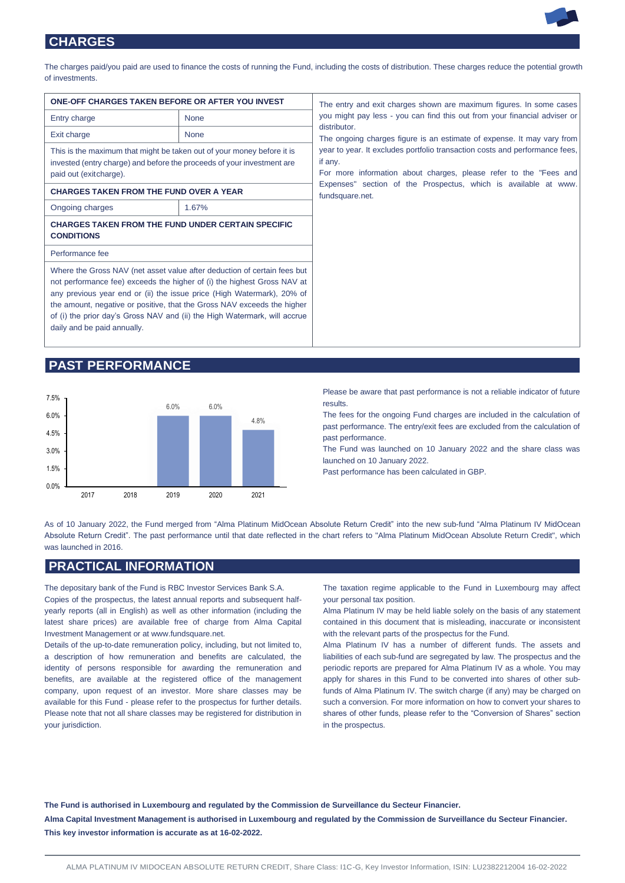## CHARGES

The charges paid/you paid are used to finance the costs of running the Fund, including the costs of distribution. These charges reduce the potential growth of investments.

| ONE-OFF CHARGES TAKEN BEFORE OR AFTER YOU INVEST | |
|---|---|
| Entry charge | None |
| Exit charge | None |
| This is the maximum that might be taken out of your money before it is invested (entry charge) and before the proceeds of your investment are paid out (exitcharge). | |
| **CHARGES TAKEN FROM THE FUND OVER A YEAR** | |
| Ongoing charges | 1.67% |
| **CHARGES TAKEN FROM THE FUND UNDER CERTAIN SPECIFIC CONDITIONS** | |
| Performance fee | |
| Where the Gross NAV (net asset value after deduction of certain fees but not performance fee) exceeds the higher of (i) the highest Gross NAV at any previous year end or (ii) the issue price (High Watermark), 20% of the amount, negative or positive, that the Gross NAV exceeds the higher of (i) the prior day's Gross NAV and (ii) the High Watermark, will accrue daily and be paid annually. | |

The entry and exit charges shown are maximum figures. In some cases you might pay less - you can find this out from your financial adviser or distributor.

The ongoing charges figure is an estimate of expense. It may vary from year to year. It excludes portfolio transaction costs and performance fees, if any.

For more information about charges, please refer to the "Fees and Expenses" section of the Prospectus, which is available at www. fundsquare.net.

## PAST PERFORMANCE

7.5%
6.0%
4.5%
3.0%
1.5%
0.0%

6.0%
6.0%
4.8%

2017
2018
2019
2020
2021

Please be aware that past performance is not a reliable indicator of future results.

The fees for the ongoing Fund charges are included in the calculation of past performance. The entry/exit fees are excluded from the calculation of past performance.

The Fund was launched on 10 January 2022 and the share class was launched on 10 January 2022.

Past performance has been calculated in GBP.

As of 10 January 2022, the Fund merged from "Alma Platinum MidOcean Absolute Return Credit" into the new sub-fund "Alma Platinum IV MidOcean Absolute Return Credit". The past performance until that date reflected in the chart refers to "Alma Platinum MidOcean Absolute Return Credit", which was launched in 2016.

## PRACTICAL INFORMATION

The depositary bank of the Fund is RBC Investor Services Bank S.A.

Copies of the prospectus, the latest annual reports and subsequent half-yearly reports (all in English) as well as other information (including the latest share prices) are available free of charge from Alma Capital Investment Management or at www.fundsquare.net.

Details of the up-to-date remuneration policy, including, but not limited to, a description of how remuneration and benefits are calculated, the identity of persons responsible for awarding the remuneration and benefits, are available at the registered office of the management company, upon request of an investor. More share classes may be available for this Fund - please refer to the prospectus for further details. Please note that not all share classes may be registered for distribution in your jurisdiction.

The taxation regime applicable to the Fund in Luxembourg may affect your personal tax position.

Alma Platinum IV may be held liable solely on the basis of any statement contained in this document that is misleading, inaccurate or inconsistent with the relevant parts of the prospectus for the Fund.

Alma Platinum IV has a number of different funds. The assets and liabilities of each sub-fund are segregated by law. The prospectus and the periodic reports are prepared for Alma Platinum IV as a whole. You may apply for shares in this Fund to be converted into shares of other sub-funds of Alma Platinum IV. The switch charge (if any) may be charged on such a conversion. For more information on how to convert your shares to shares of other funds, please refer to the "Conversion of Shares" section in the prospectus.

**The Fund is authorised in Luxembourg and regulated by the Commission de Surveillance du Secteur Financier.**

**Alma Capital Investment Management is authorised in Luxembourg and regulated by the Commission de Surveillance du Secteur Financier.**

**This key investor information is accurate as at 16-02-2022.**